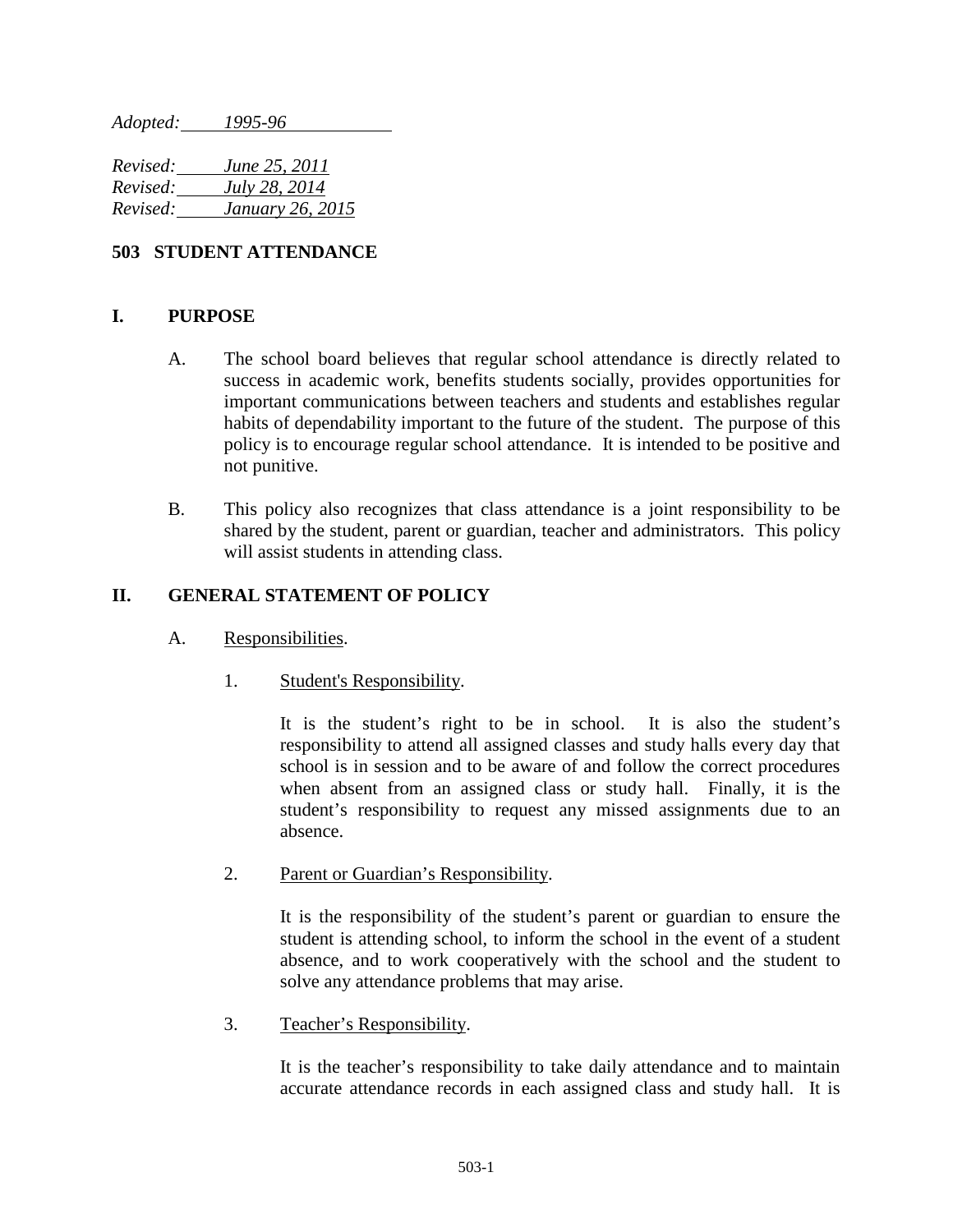*Adopted: 1995-96*

*Revised: June 25, 2011*
*Revised: July 28, 2014*
*Revised: January 26, 2015*

# 503 STUDENT ATTENDANCE

## I. PURPOSE

A. The school board believes that regular school attendance is directly related to success in academic work, benefits students socially, provides opportunities for important communications between teachers and students and establishes regular habits of dependability important to the future of the student. The purpose of this policy is to encourage regular school attendance. It is intended to be positive and not punitive.

B. This policy also recognizes that class attendance is a joint responsibility to be shared by the student, parent or guardian, teacher and administrators. This policy will assist students in attending class.

## II. GENERAL STATEMENT OF POLICY

A. Responsibilities.

1. Student's Responsibility.

   It is the student's right to be in school. It is also the student's responsibility to attend all assigned classes and study halls every day that school is in session and to be aware of and follow the correct procedures when absent from an assigned class or study hall. Finally, it is the student's responsibility to request any missed assignments due to an absence.

2. Parent or Guardian's Responsibility.

   It is the responsibility of the student's parent or guardian to ensure the student is attending school, to inform the school in the event of a student absence, and to work cooperatively with the school and the student to solve any attendance problems that may arise.

3. Teacher's Responsibility.

   It is the teacher's responsibility to take daily attendance and to maintain accurate attendance records in each assigned class and study hall. It is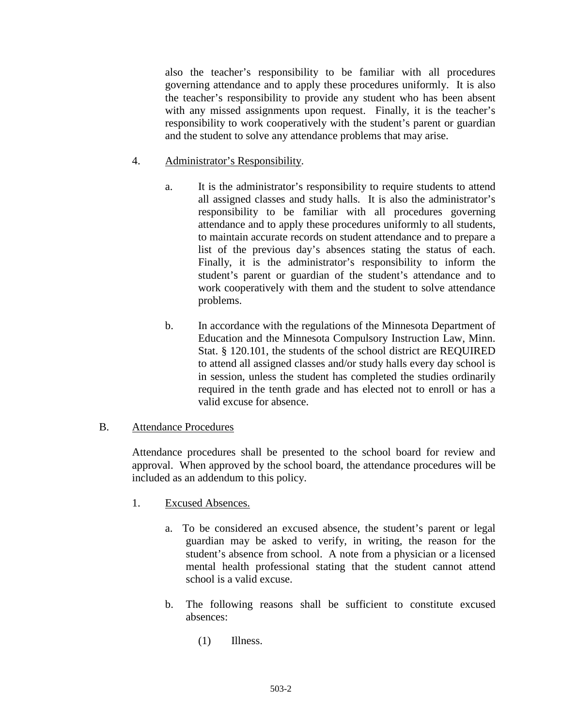also the teacher's responsibility to be familiar with all procedures governing attendance and to apply these procedures uniformly. It is also the teacher's responsibility to provide any student who has been absent with any missed assignments upon request. Finally, it is the teacher's responsibility to work cooperatively with the student's parent or guardian and the student to solve any attendance problems that may arise.

4. Administrator's Responsibility.

   a. It is the administrator's responsibility to require students to attend all assigned classes and study halls. It is also the administrator's responsibility to be familiar with all procedures governing attendance and to apply these procedures uniformly to all students, to maintain accurate records on student attendance and to prepare a list of the previous day's absences stating the status of each. Finally, it is the administrator's responsibility to inform the student's parent or guardian of the student's attendance and to work cooperatively with them and the student to solve attendance problems.

   b. In accordance with the regulations of the Minnesota Department of Education and the Minnesota Compulsory Instruction Law, Minn. Stat. § 120.101, the students of the school district are REQUIRED to attend all assigned classes and/or study halls every day school is in session, unless the student has completed the studies ordinarily required in the tenth grade and has elected not to enroll or has a valid excuse for absence.

B. Attendance Procedures

Attendance procedures shall be presented to the school board for review and approval. When approved by the school board, the attendance procedures will be included as an addendum to this policy.

1. Excused Absences.

   a. To be considered an excused absence, the student's parent or legal guardian may be asked to verify, in writing, the reason for the student's absence from school. A note from a physician or a licensed mental health professional stating that the student cannot attend school is a valid excuse.

   b. The following reasons shall be sufficient to constitute excused absences:

      (1) Illness.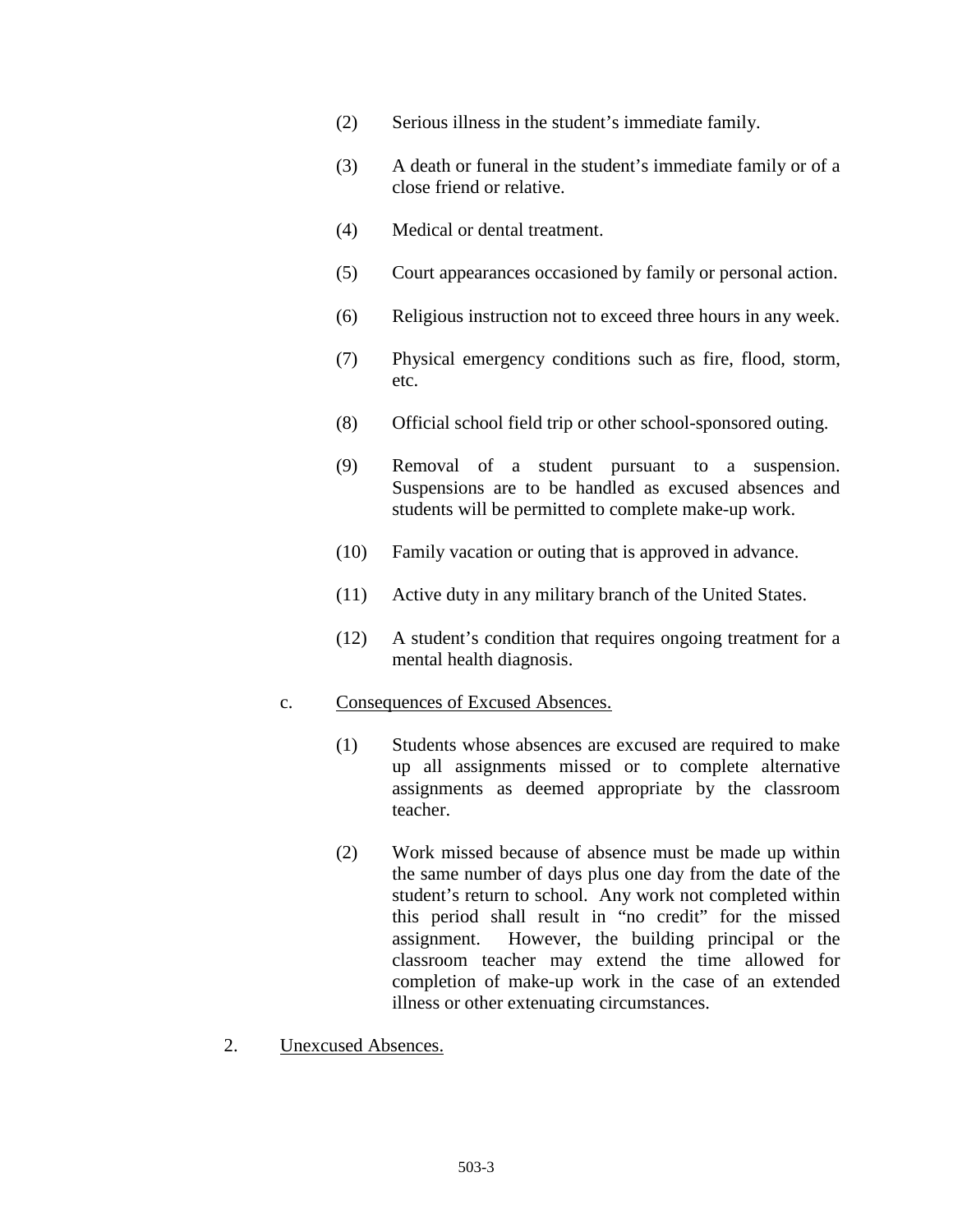(2) Serious illness in the student's immediate family.

(3) A death or funeral in the student's immediate family or of a close friend or relative.

(4) Medical or dental treatment.

(5) Court appearances occasioned by family or personal action.

(6) Religious instruction not to exceed three hours in any week.

(7) Physical emergency conditions such as fire, flood, storm, etc.

(8) Official school field trip or other school-sponsored outing.

(9) Removal of a student pursuant to a suspension. Suspensions are to be handled as excused absences and students will be permitted to complete make-up work.

(10) Family vacation or outing that is approved in advance.

(11) Active duty in any military branch of the United States.

(12) A student's condition that requires ongoing treatment for a mental health diagnosis.

c. Consequences of Excused Absences.

(1) Students whose absences are excused are required to make up all assignments missed or to complete alternative assignments as deemed appropriate by the classroom teacher.

(2) Work missed because of absence must be made up within the same number of days plus one day from the date of the student's return to school. Any work not completed within this period shall result in "no credit" for the missed assignment. However, the building principal or the classroom teacher may extend the time allowed for completion of make-up work in the case of an extended illness or other extenuating circumstances.

2. Unexcused Absences.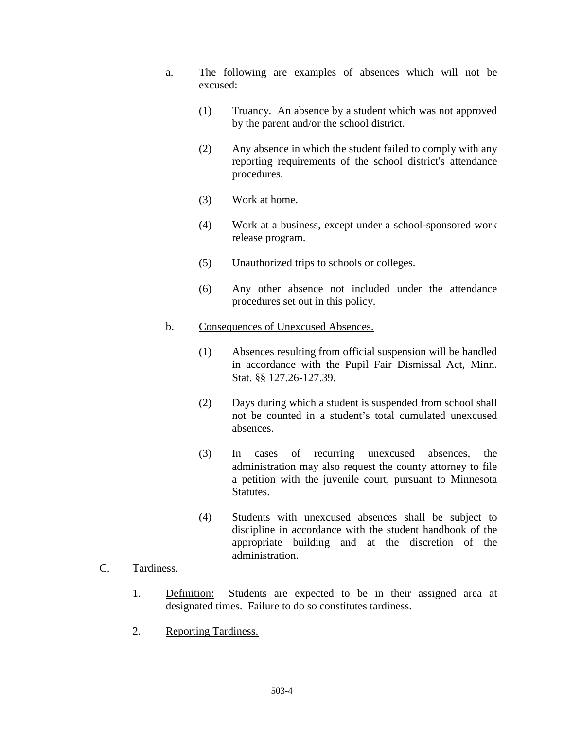a. The following are examples of absences which will not be excused:

    (1) Truancy. An absence by a student which was not approved by the parent and/or the school district.

    (2) Any absence in which the student failed to comply with any reporting requirements of the school district's attendance procedures.

    (3) Work at home.

    (4) Work at a business, except under a school-sponsored work release program.

    (5) Unauthorized trips to schools or colleges.

    (6) Any other absence not included under the attendance procedures set out in this policy.

b. <u>Consequences of Unexcused Absences.</u>

    (1) Absences resulting from official suspension will be handled in accordance with the Pupil Fair Dismissal Act, Minn. Stat. §§ 127.26-127.39.

    (2) Days during which a student is suspended from school shall not be counted in a student's total cumulated unexcused absences.

    (3) In cases of recurring unexcused absences, the administration may also request the county attorney to file a petition with the juvenile court, pursuant to Minnesota Statutes.

    (4) Students with unexcused absences shall be subject to discipline in accordance with the student handbook of the appropriate building and at the discretion of the administration.

C. <u>Tardiness.</u>

1. <u>Definition:</u> Students are expected to be in their assigned area at designated times. Failure to do so constitutes tardiness.

2. <u>Reporting Tardiness.</u>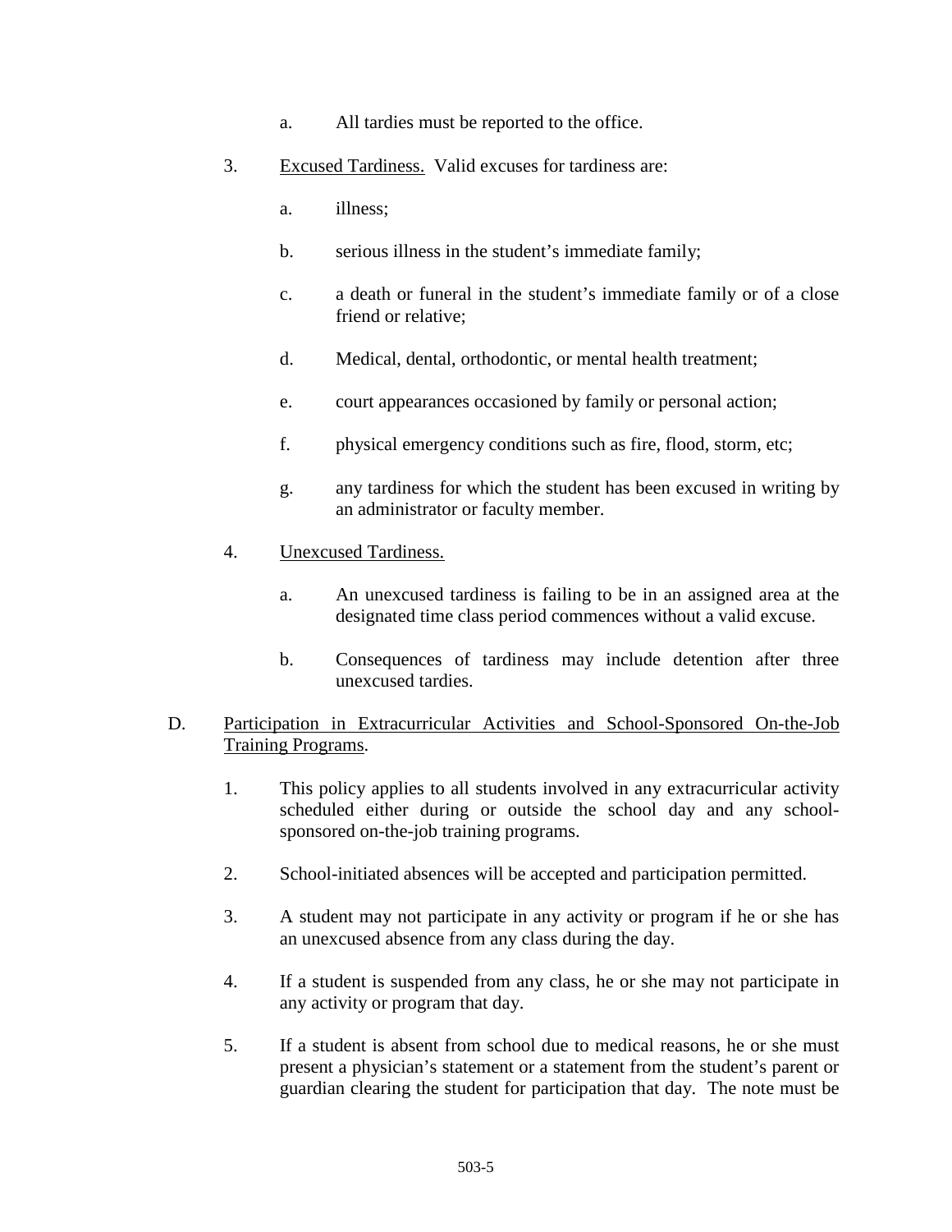a. All tardies must be reported to the office.

3. <u>Excused Tardiness.</u> Valid excuses for tardiness are:

   a. illness;

   b. serious illness in the student's immediate family;

   c. a death or funeral in the student's immediate family or of a close friend or relative;

   d. Medical, dental, orthodontic, or mental health treatment;

   e. court appearances occasioned by family or personal action;

   f. physical emergency conditions such as fire, flood, storm, etc;

   g. any tardiness for which the student has been excused in writing by an administrator or faculty member.

4. <u>Unexcused Tardiness.</u>

   a. An unexcused tardiness is failing to be in an assigned area at the designated time class period commences without a valid excuse.

   b. Consequences of tardiness may include detention after three unexcused tardies.

D. <u>Participation in Extracurricular Activities and School-Sponsored On-the-Job Training Programs</u>.

1. This policy applies to all students involved in any extracurricular activity scheduled either during or outside the school day and any school-sponsored on-the-job training programs.

2. School-initiated absences will be accepted and participation permitted.

3. A student may not participate in any activity or program if he or she has an unexcused absence from any class during the day.

4. If a student is suspended from any class, he or she may not participate in any activity or program that day.

5. If a student is absent from school due to medical reasons, he or she must present a physician's statement or a statement from the student's parent or guardian clearing the student for participation that day. The note must be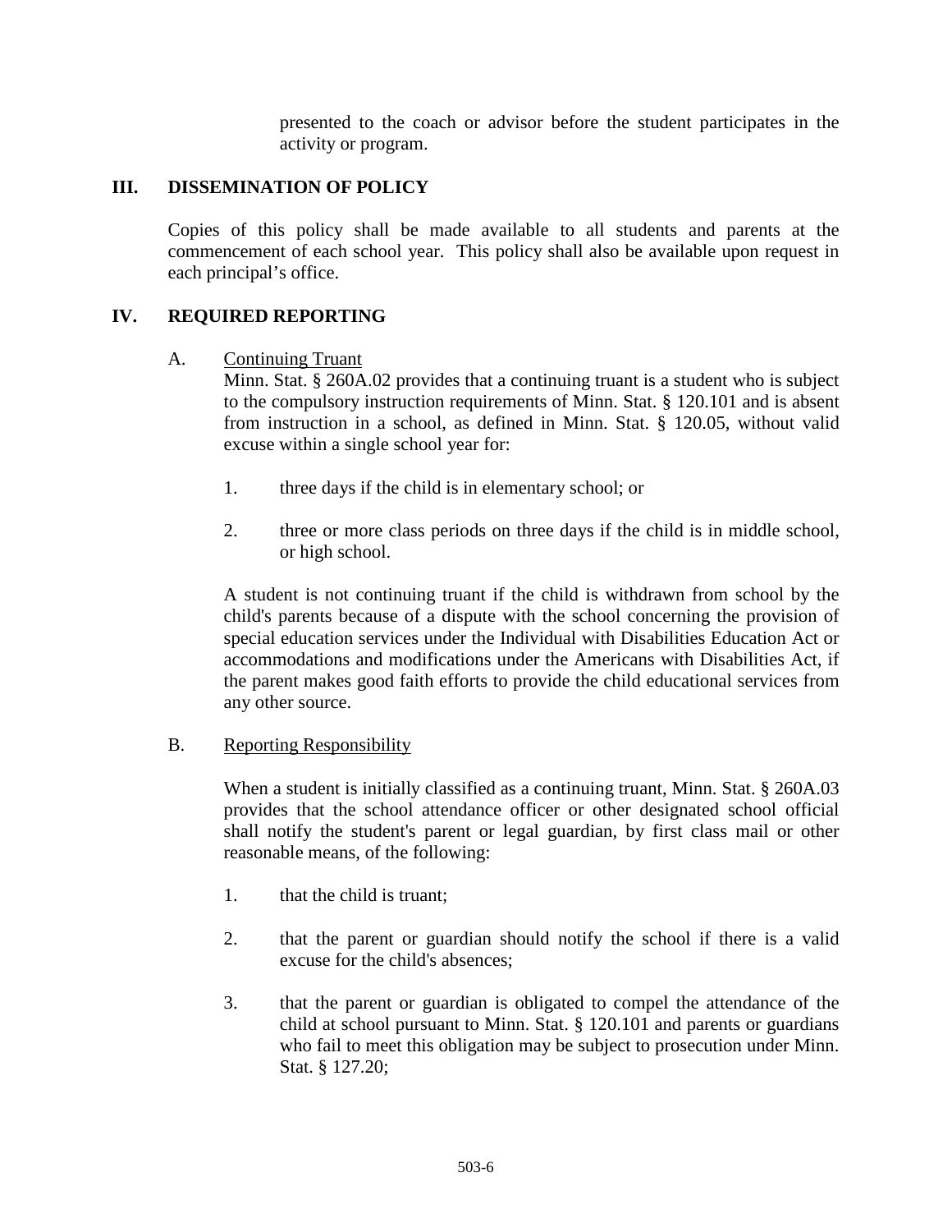presented to the coach or advisor before the student participates in the activity or program.

## III. DISSEMINATION OF POLICY

Copies of this policy shall be made available to all students and parents at the commencement of each school year. This policy shall also be available upon request in each principal's office.

## IV. REQUIRED REPORTING

A. Continuing Truant

Minn. Stat. § 260A.02 provides that a continuing truant is a student who is subject to the compulsory instruction requirements of Minn. Stat. § 120.101 and is absent from instruction in a school, as defined in Minn. Stat. § 120.05, without valid excuse within a single school year for:

1. three days if the child is in elementary school; or

2. three or more class periods on three days if the child is in middle school, or high school.

A student is not continuing truant if the child is withdrawn from school by the child's parents because of a dispute with the school concerning the provision of special education services under the Individual with Disabilities Education Act or accommodations and modifications under the Americans with Disabilities Act, if the parent makes good faith efforts to provide the child educational services from any other source.

B. Reporting Responsibility

When a student is initially classified as a continuing truant, Minn. Stat. § 260A.03 provides that the school attendance officer or other designated school official shall notify the student's parent or legal guardian, by first class mail or other reasonable means, of the following:

1. that the child is truant;

2. that the parent or guardian should notify the school if there is a valid excuse for the child's absences;

3. that the parent or guardian is obligated to compel the attendance of the child at school pursuant to Minn. Stat. § 120.101 and parents or guardians who fail to meet this obligation may be subject to prosecution under Minn. Stat. § 127.20;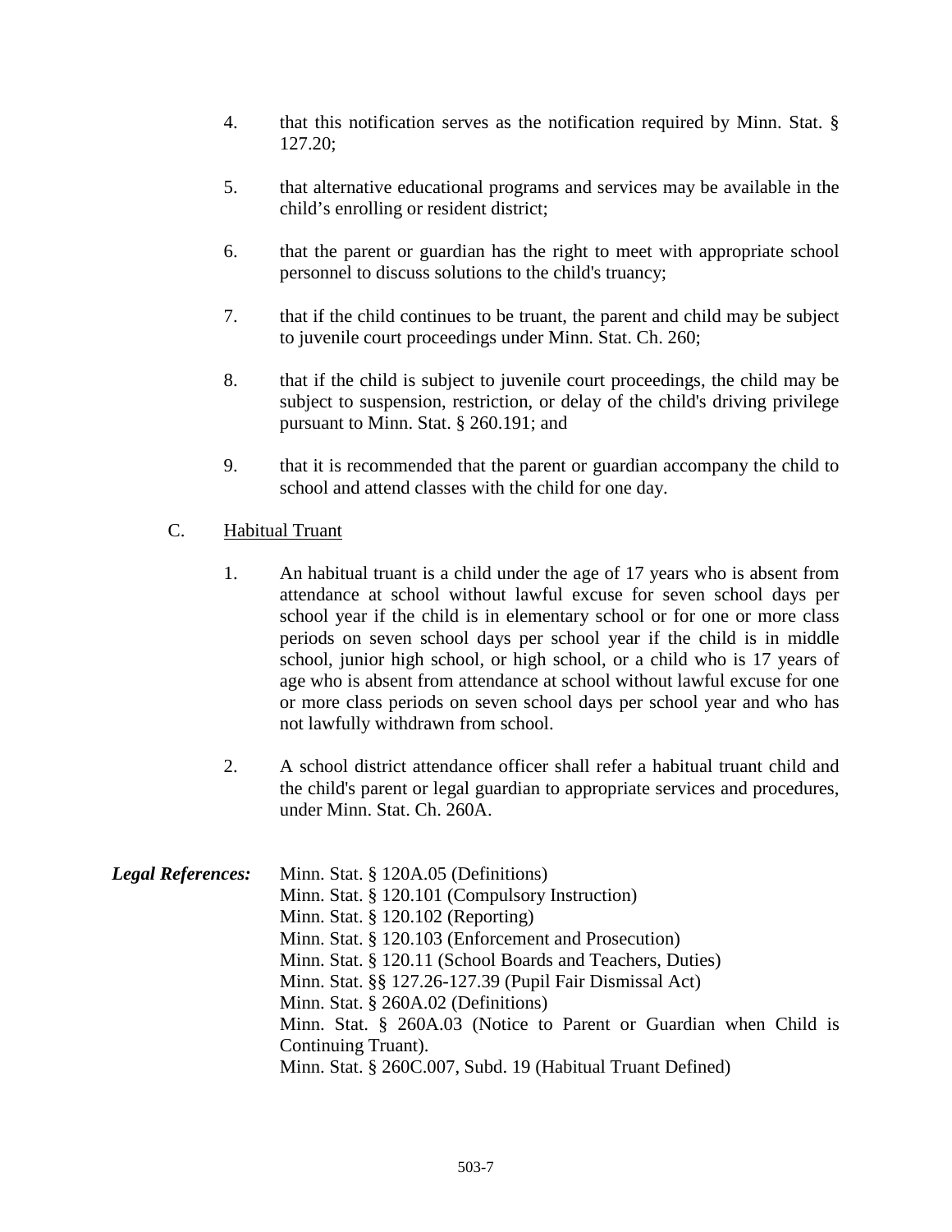4. that this notification serves as the notification required by Minn. Stat. § 127.20;

5. that alternative educational programs and services may be available in the child's enrolling or resident district;

6. that the parent or guardian has the right to meet with appropriate school personnel to discuss solutions to the child's truancy;

7. that if the child continues to be truant, the parent and child may be subject to juvenile court proceedings under Minn. Stat. Ch. 260;

8. that if the child is subject to juvenile court proceedings, the child may be subject to suspension, restriction, or delay of the child's driving privilege pursuant to Minn. Stat. § 260.191; and

9. that it is recommended that the parent or guardian accompany the child to school and attend classes with the child for one day.

C. Habitual Truant

1. An habitual truant is a child under the age of 17 years who is absent from attendance at school without lawful excuse for seven school days per school year if the child is in elementary school or for one or more class periods on seven school days per school year if the child is in middle school, junior high school, or high school, or a child who is 17 years of age who is absent from attendance at school without lawful excuse for one or more class periods on seven school days per school year and who has not lawfully withdrawn from school.

2. A school district attendance officer shall refer a habitual truant child and the child's parent or legal guardian to appropriate services and procedures, under Minn. Stat. Ch. 260A.

***Legal References:***

Minn. Stat. § 120A.05 (Definitions)
Minn. Stat. § 120.101 (Compulsory Instruction)
Minn. Stat. § 120.102 (Reporting)
Minn. Stat. § 120.103 (Enforcement and Prosecution)
Minn. Stat. § 120.11 (School Boards and Teachers, Duties)
Minn. Stat. §§ 127.26-127.39 (Pupil Fair Dismissal Act)
Minn. Stat. § 260A.02 (Definitions)
Minn. Stat. § 260A.03 (Notice to Parent or Guardian when Child is Continuing Truant).
Minn. Stat. § 260C.007, Subd. 19 (Habitual Truant Defined)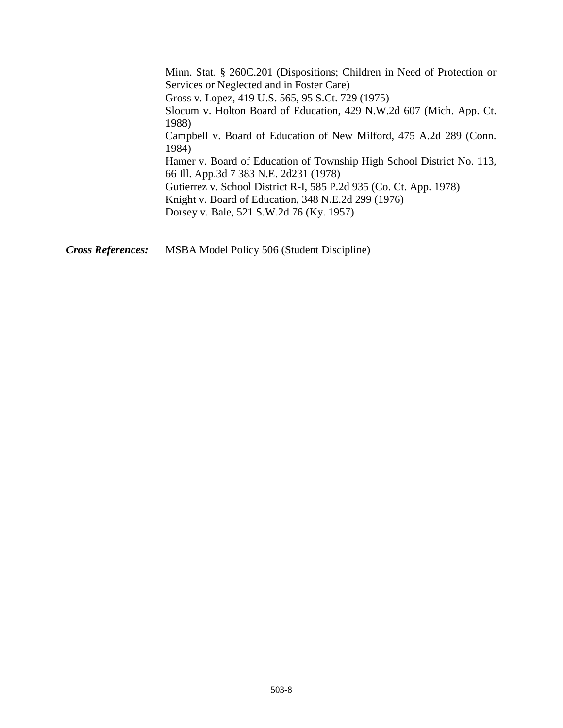Minn. Stat. § 260C.201 (Dispositions; Children in Need of Protection or Services or Neglected and in Foster Care)
Gross v. Lopez, 419 U.S. 565, 95 S.Ct. 729 (1975)
Slocum v. Holton Board of Education, 429 N.W.2d 607 (Mich. App. Ct. 1988)
Campbell v. Board of Education of New Milford, 475 A.2d 289 (Conn. 1984)
Hamer v. Board of Education of Township High School District No. 113, 66 Ill. App.3d 7 383 N.E. 2d231 (1978)
Gutierrez v. School District R-I, 585 P.2d 935 (Co. Ct. App. 1978)
Knight v. Board of Education, 348 N.E.2d 299 (1976)
Dorsey v. Bale, 521 S.W.2d 76 (Ky. 1957)

***Cross References:*** MSBA Model Policy 506 (Student Discipline)